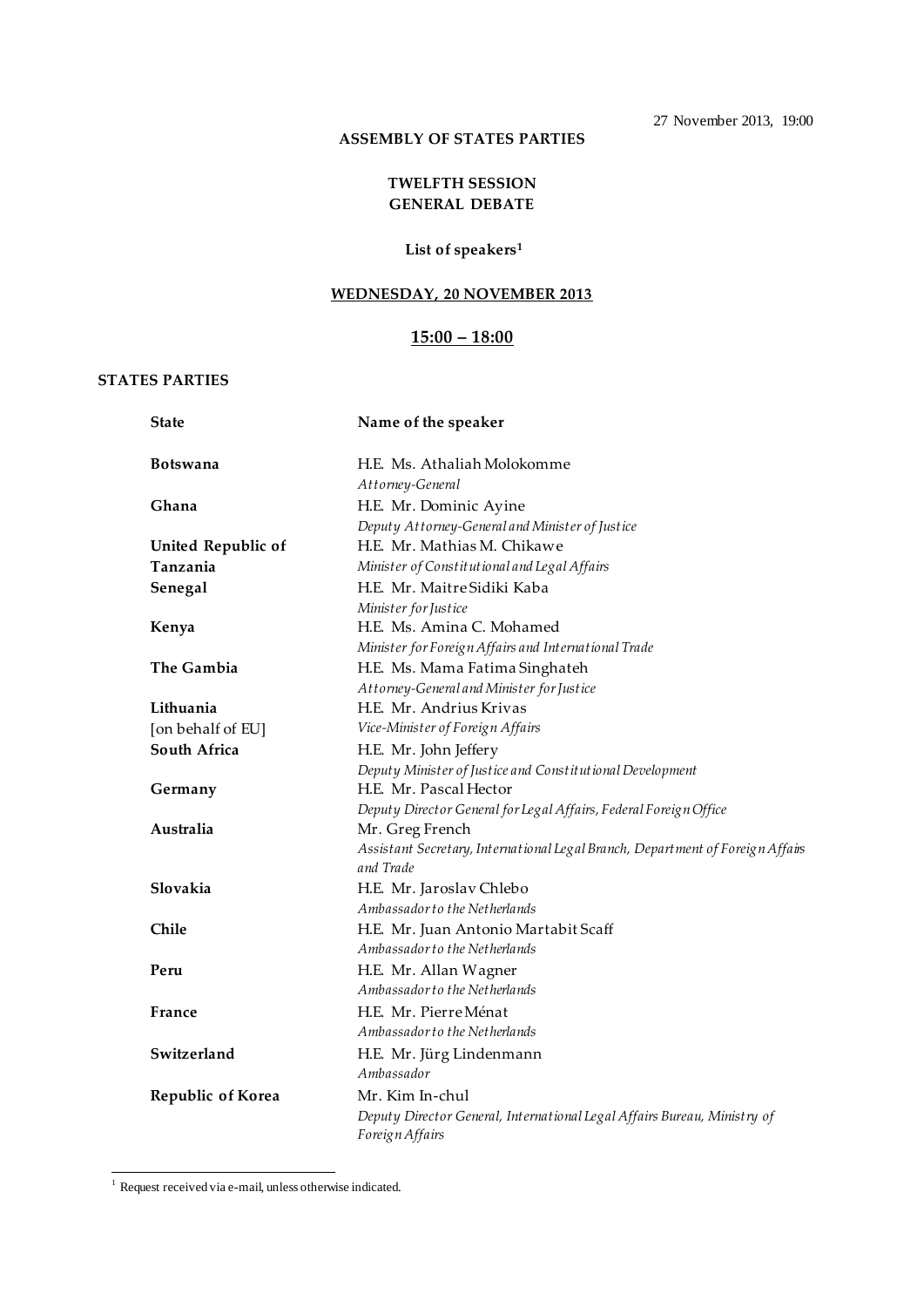27 November 2013, 19:00

**ASSEMBLY OF STATES PARTIES**

**TWELFTH SESSION**
**GENERAL DEBATE**

**List of speakers[1]**

**WEDNESDAY, 20 NOVEMBER 2013**

**15:00 – 18:00**

**STATES PARTIES**

| State | Name of the speaker |
|---|---|
| **Botswana** | H.E. Ms. Athaliah Molokomme<br>*Attorney-General* |
| **Ghana** | H.E. Mr. Dominic Ayine<br>*Deputy Attorney-General and Minister of Justice* |
| **United Republic of Tanzania** | H.E. Mr. Mathias M. Chikawe<br>*Minister of Constitutional and Legal Affairs* |
| **Senegal** | H.E. Mr. Maitre Sidiki Kaba<br>*Minister for Justice* |
| **Kenya** | H.E. Ms. Amina C. Mohamed<br>*Minister for Foreign Affairs and International Trade* |
| **The Gambia** | H.E. Ms. Mama Fatima Singhateh<br>*Attorney-General and Minister for Justice* |
| **Lithuania** [on behalf of EU] | H.E. Mr. Andrius Krivas<br>*Vice-Minister of Foreign Affairs* |
| **South Africa** | H.E. Mr. John Jeffery<br>*Deputy Minister of Justice and Constitutional Development* |
| **Germany** | H.E. Mr. Pascal Hector<br>*Deputy Director General for Legal Affairs, Federal Foreign Office* |
| **Australia** | Mr. Greg French<br>*Assistant Secretary, International Legal Branch, Department of Foreign Affairs and Trade* |
| **Slovakia** | H.E. Mr. Jaroslav Chlebo<br>*Ambassador to the Netherlands* |
| **Chile** | H.E. Mr. Juan Antonio Martabit Scaff<br>*Ambassador to the Netherlands* |
| **Peru** | H.E. Mr. Allan Wagner<br>*Ambassador to the Netherlands* |
| **France** | H.E. Mr. Pierre Ménat<br>*Ambassador to the Netherlands* |
| **Switzerland** | H.E. Mr. Jürg Lindenmann<br>*Ambassador* |
| **Republic of Korea** | Mr. Kim In-chul<br>*Deputy Director General, International Legal Affairs Bureau, Ministry of Foreign Affairs* |

[1] Request received via e-mail, unless otherwise indicated.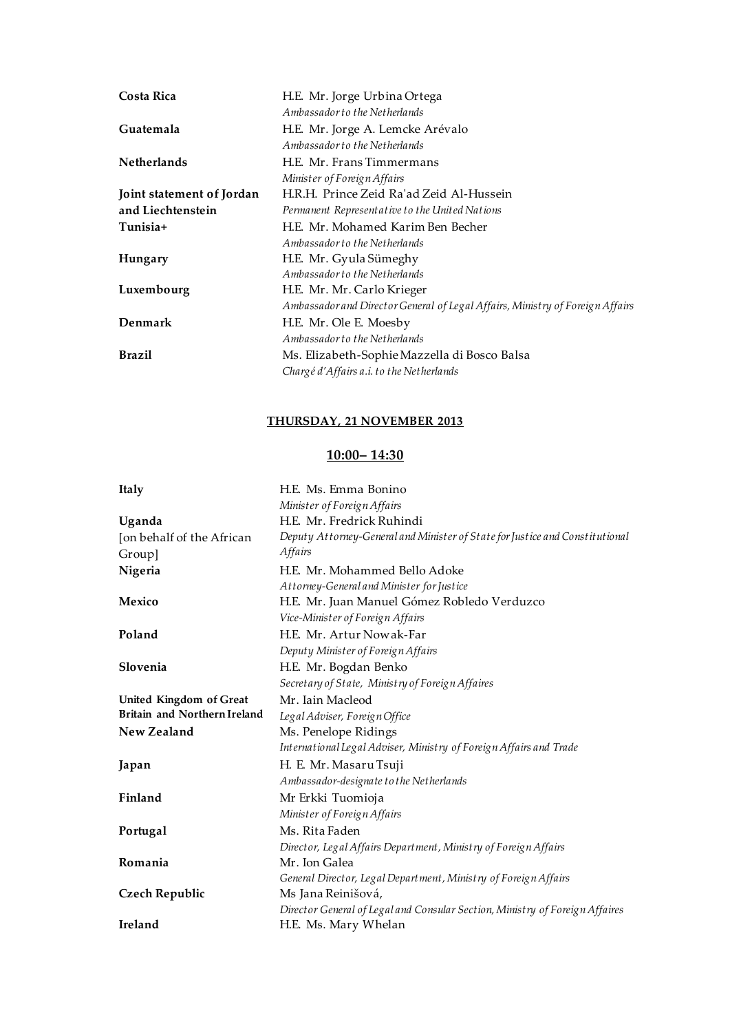| | |
|---|---|
| **Costa Rica** | H.E. Mr. Jorge Urbina Ortega<br>*Ambassador to the Netherlands* |
| **Guatemala** | H.E. Mr. Jorge A. Lemcke Arévalo<br>*Ambassador to the Netherlands* |
| **Netherlands** | H.E. Mr. Frans Timmermans<br>*Minister of Foreign Affairs* |
| **Joint statement of Jordan and Liechtenstein** | H.R.H. Prince Zeid Ra'ad Zeid Al-Hussein<br>*Permanent Representative to the United Nations* |
| **Tunisia+** | H.E. Mr. Mohamed Karim Ben Becher<br>*Ambassador to the Netherlands* |
| **Hungary** | H.E. Mr. Gyula Sümeghy<br>*Ambassador to the Netherlands* |
| **Luxembourg** | H.E. Mr. Mr. Carlo Krieger<br>*Ambassador and Director General of Legal Affairs, Ministry of Foreign Affairs* |
| **Denmark** | H.E. Mr. Ole E. Moesby<br>*Ambassador to the Netherlands* |
| **Brazil** | Ms. Elizabeth-Sophie Mazzella di Bosco Balsa<br>*Chargé d'Affairs a.i. to the Netherlands* |

**THURSDAY, 21 NOVEMBER 2013**

**10:00– 14:30**

| | |
|---|---|
| **Italy** | H.E. Ms. Emma Bonino<br>*Minister of Foreign Affairs* |
| **Uganda**<br>[on behalf of the African Group] | H.E. Mr. Fredrick Ruhindi<br>*Deputy Attorney-General and Minister of State for Justice and Constitutional Affairs* |
| **Nigeria** | H.E. Mr. Mohammed Bello Adoke<br>*Attorney-General and Minister for Justice* |
| **Mexico** | H.E. Mr. Juan Manuel Gómez Robledo Verduzco<br>*Vice-Minister of Foreign Affairs* |
| **Poland** | H.E. Mr. Artur Nowak-Far<br>*Deputy Minister of Foreign Affairs* |
| **Slovenia** | H.E. Mr. Bogdan Benko<br>*Secretary of State, Ministry of Foreign Affaires* |
| **United Kingdom of Great Britain and Northern Ireland** | Mr. Iain Macleod<br>*Legal Adviser, Foreign Office* |
| **New Zealand** | Ms. Penelope Ridings<br>*International Legal Adviser, Ministry of Foreign Affairs and Trade* |
| **Japan** | H. E. Mr. Masaru Tsuji<br>*Ambassador-designate to the Netherlands* |
| **Finland** | Mr Erkki Tuomioja<br>*Minister of Foreign Affairs* |
| **Portugal** | Ms. Rita Faden<br>*Director, Legal Affairs Department, Ministry of Foreign Affairs* |
| **Romania** | Mr. Ion Galea<br>*General Director, Legal Department, Ministry of Foreign Affairs* |
| **Czech Republic** | Ms Jana Reinišová,<br>*Director General of Legal and Consular Section, Ministry of Foreign Affaires* |
| **Ireland** | H.E. Ms. Mary Whelan |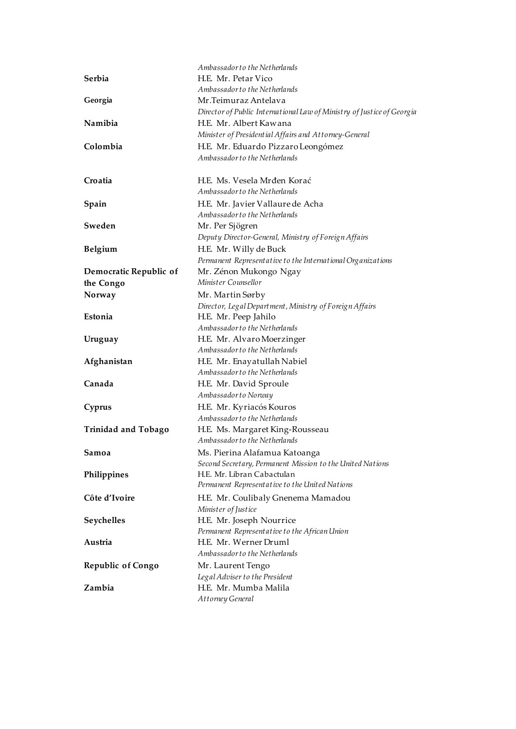| | |
|---|---|
| | *Ambassador to the Netherlands* |
| **Serbia** | H.E. Mr. Petar Vico<br>*Ambassador to the Netherlands* |
| **Georgia** | Mr.Teimuraz Antelava<br>*Director of Public International Law of Ministry of Justice of Georgia* |
| **Namibia** | H.E. Mr. Albert Kawana<br>*Minister of Presidential Affairs and Attorney-General* |
| **Colombia** | H.E. Mr. Eduardo Pizzaro Leongómez<br>*Ambassador to the Netherlands* |
| **Croatia** | H.E. Ms. Vesela Mrđen Korać<br>*Ambassador to the Netherlands* |
| **Spain** | H.E. Mr. Javier Vallaure de Acha<br>*Ambassador to the Netherlands* |
| **Sweden** | Mr. Per Sjögren<br>*Deputy Director-General, Ministry of Foreign Affairs* |
| **Belgium** | H.E. Mr. Willy de Buck<br>*Permanent Representative to the International Organizations* |
| **Democratic Republic of the Congo** | Mr. Zénon Mukongo Ngay<br>*Minister Counsellor* |
| **Norway** | Mr. Martin Sørby<br>*Director, Legal Department, Ministry of Foreign Affairs* |
| **Estonia** | H.E. Mr. Peep Jahilo<br>*Ambassador to the Netherlands* |
| **Uruguay** | H.E. Mr. Alvaro Moerzinger<br>*Ambassador to the Netherlands* |
| **Afghanistan** | H.E. Mr. Enayatullah Nabiel<br>*Ambassador to the Netherlands* |
| **Canada** | H.E. Mr. David Sproule<br>*Ambassador to Norway* |
| **Cyprus** | H.E. Mr. Kyriacós Kouros<br>*Ambassador to the Netherlands* |
| **Trinidad and Tobago** | H.E. Ms. Margaret King-Rousseau<br>*Ambassador to the Netherlands* |
| **Samoa** | Ms. Pierina Alafamua Katoanga<br>*Second Secretary, Permanent Mission to the United Nations* |
| **Philippines** | H.E. Mr. Libran Cabactulan<br>*Permanent Representative to the United Nations* |
| **Côte d'Ivoire** | H.E. Mr. Coulibaly Gnenema Mamadou<br>*Minister of Justice* |
| **Seychelles** | H.E. Mr. Joseph Nourrice<br>*Permanent Representative to the African Union* |
| **Austria** | H.E. Mr. Werner Druml<br>*Ambassador to the Netherlands* |
| **Republic of Congo** | Mr. Laurent Tengo<br>*Legal Adviser to the President* |
| **Zambia** | H.E. Mr. Mumba Malila<br>*Attorney General* |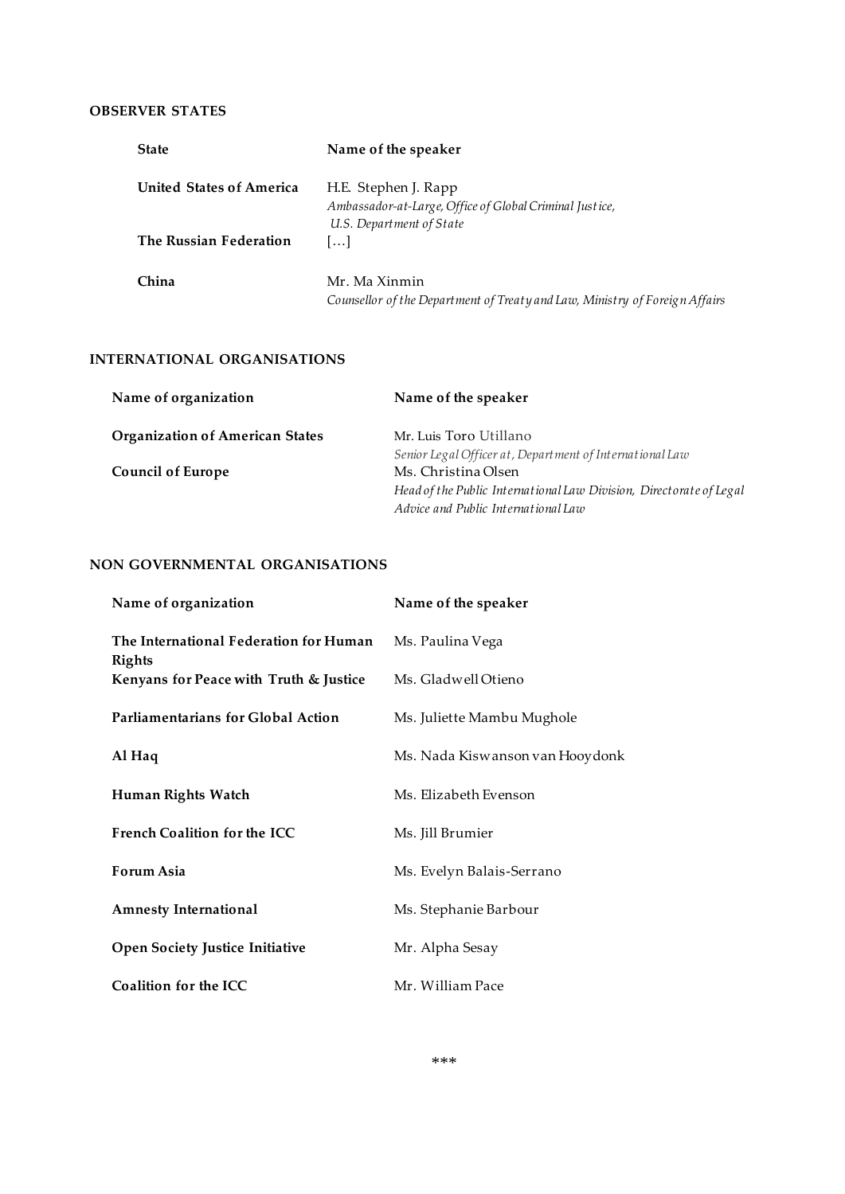**OBSERVER STATES**

| State | Name of the speaker |
|---|---|
| **United States of America** | H.E. Stephen J. Rapp<br>*Ambassador-at-Large, Office of Global Criminal Justice, U.S. Department of State* |
| **The Russian Federation** | […] |
| **China** | Mr. Ma Xinmin<br>*Counsellor of the Department of Treaty and Law, Ministry of Foreign Affairs* |

**INTERNATIONAL ORGANISATIONS**

| Name of organization | Name of the speaker |
|---|---|
| **Organization of American States** | Mr. Luis Toro Utillano<br>*Senior Legal Officer at, Department of International Law* |
| **Council of Europe** | Ms. Christina Olsen<br>*Head of the Public International Law Division, Directorate of Legal Advice and Public International Law* |

**NON GOVERNMENTAL ORGANISATIONS**

| Name of organization | Name of the speaker |
|---|---|
| **The International Federation for Human Rights** | Ms. Paulina Vega |
| **Kenyans for Peace with Truth & Justice** | Ms. Gladwell Otieno |
| **Parliamentarians for Global Action** | Ms. Juliette Mambu Mughole |
| **Al Haq** | Ms. Nada Kiswanson van Hooydonk |
| **Human Rights Watch** | Ms. Elizabeth Evenson |
| **French Coalition for the ICC** | Ms. Jill Brumier |
| **Forum Asia** | Ms. Evelyn Balais-Serrano |
| **Amnesty International** | Ms. Stephanie Barbour |
| **Open Society Justice Initiative** | Mr. Alpha Sesay |
| **Coalition for the ICC** | Mr. William Pace |

***